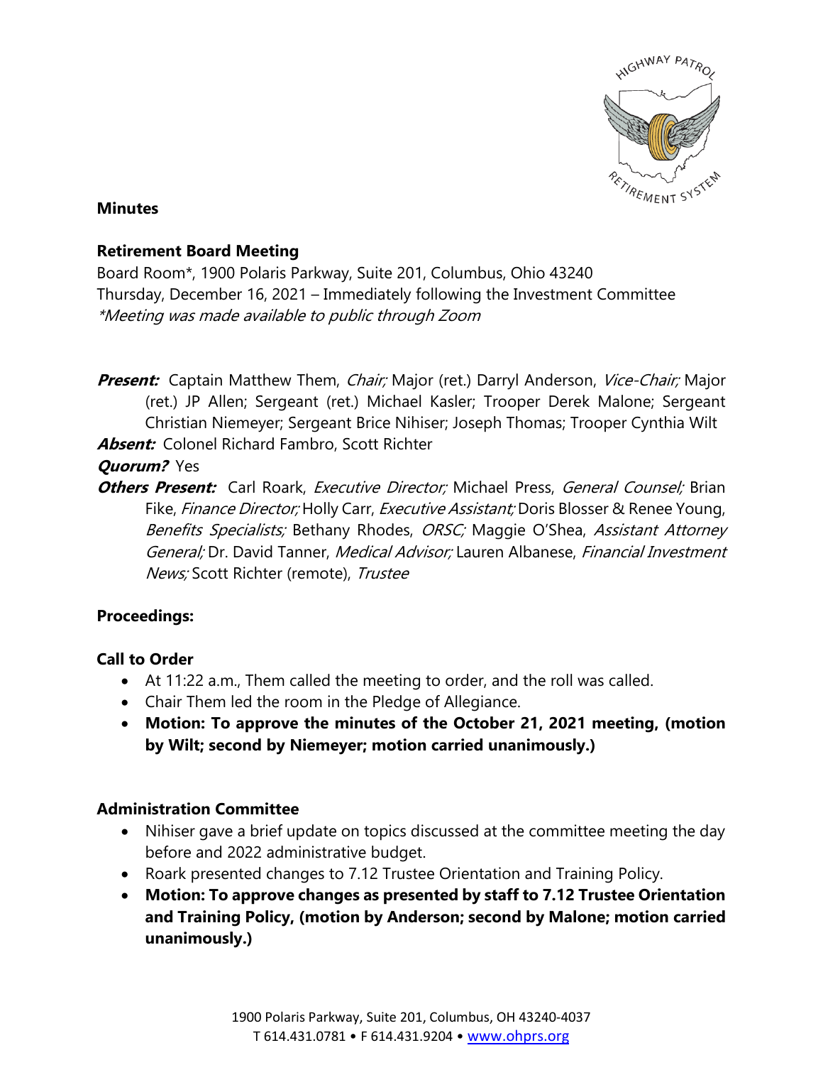**Minutes**

**Retirement Board Meeting**

Board Room*, 1900 Polaris Parkway, Suite 201, Columbus, Ohio 43240
Thursday, December 16, 2021 – Immediately following the Investment Committee
*\*Meeting was made available to public through Zoom*

***Present:*** Captain Matthew Them, *Chair;* Major (ret.) Darryl Anderson, *Vice-Chair;* Major (ret.) JP Allen; Sergeant (ret.) Michael Kasler; Trooper Derek Malone; Sergeant Christian Niemeyer; Sergeant Brice Nihiser; Joseph Thomas; Trooper Cynthia Wilt

***Absent:*** Colonel Richard Fambro, Scott Richter

***Quorum?*** Yes

***Others Present:*** Carl Roark, *Executive Director;* Michael Press, *General Counsel;* Brian Fike, *Finance Director;* Holly Carr, *Executive Assistant;* Doris Blosser & Renee Young, *Benefits Specialists;* Bethany Rhodes, *ORSC;* Maggie O'Shea, *Assistant Attorney General;* Dr. David Tanner, *Medical Advisor;* Lauren Albanese, *Financial Investment News;* Scott Richter (remote), *Trustee*

**Proceedings:**

**Call to Order**

- At 11:22 a.m., Them called the meeting to order, and the roll was called.
- Chair Them led the room in the Pledge of Allegiance.
- **Motion: To approve the minutes of the October 21, 2021 meeting, (motion by Wilt; second by Niemeyer; motion carried unanimously.)**

**Administration Committee**

- Nihiser gave a brief update on topics discussed at the committee meeting the day before and 2022 administrative budget.
- Roark presented changes to 7.12 Trustee Orientation and Training Policy.
- **Motion: To approve changes as presented by staff to 7.12 Trustee Orientation and Training Policy, (motion by Anderson; second by Malone; motion carried unanimously.)**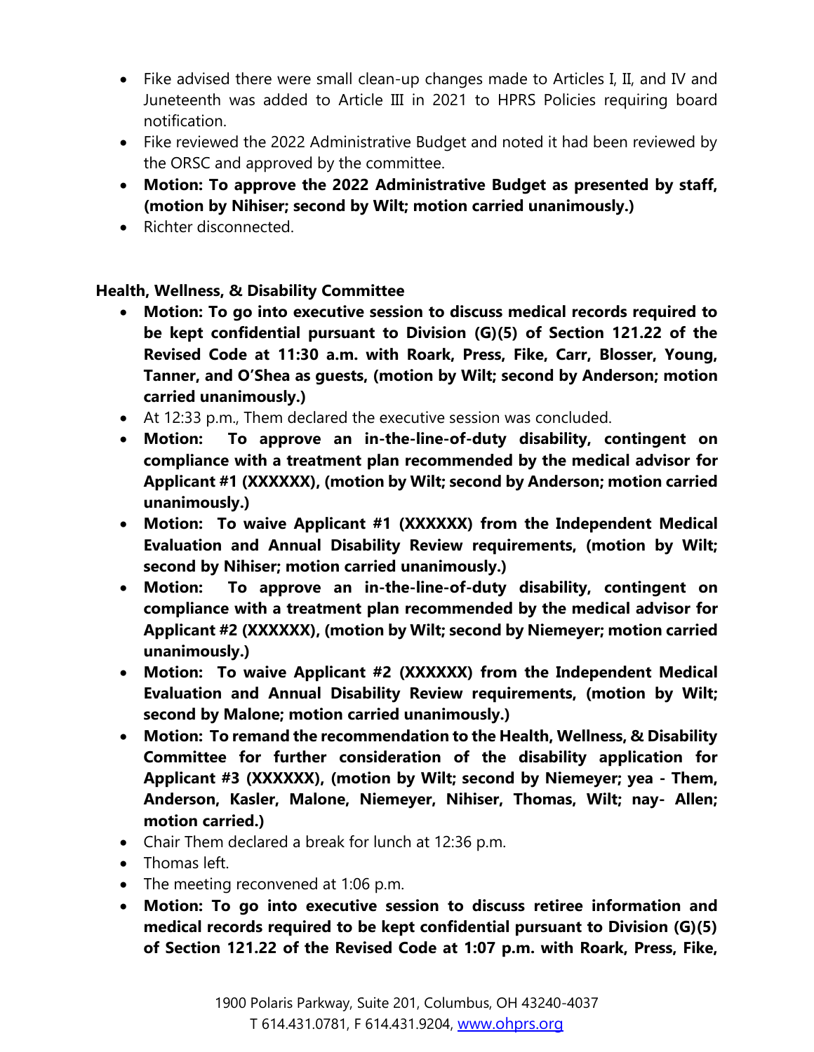- Fike advised there were small clean-up changes made to Articles I, II, and IV and Juneteenth was added to Article III in 2021 to HPRS Policies requiring board notification.
- Fike reviewed the 2022 Administrative Budget and noted it had been reviewed by the ORSC and approved by the committee.
- **Motion: To approve the 2022 Administrative Budget as presented by staff, (motion by Nihiser; second by Wilt; motion carried unanimously.)**
- Richter disconnected.

**Health, Wellness, & Disability Committee**

- **Motion: To go into executive session to discuss medical records required to be kept confidential pursuant to Division (G)(5) of Section 121.22 of the Revised Code at 11:30 a.m. with Roark, Press, Fike, Carr, Blosser, Young, Tanner, and O'Shea as guests, (motion by Wilt; second by Anderson; motion carried unanimously.)**
- At 12:33 p.m., Them declared the executive session was concluded.
- **Motion: To approve an in-the-line-of-duty disability, contingent on compliance with a treatment plan recommended by the medical advisor for Applicant #1 (XXXXXX), (motion by Wilt; second by Anderson; motion carried unanimously.)**
- **Motion: To waive Applicant #1 (XXXXXX) from the Independent Medical Evaluation and Annual Disability Review requirements, (motion by Wilt; second by Nihiser; motion carried unanimously.)**
- **Motion: To approve an in-the-line-of-duty disability, contingent on compliance with a treatment plan recommended by the medical advisor for Applicant #2 (XXXXXX), (motion by Wilt; second by Niemeyer; motion carried unanimously.)**
- **Motion: To waive Applicant #2 (XXXXXX) from the Independent Medical Evaluation and Annual Disability Review requirements, (motion by Wilt; second by Malone; motion carried unanimously.)**
- **Motion: To remand the recommendation to the Health, Wellness, & Disability Committee for further consideration of the disability application for Applicant #3 (XXXXXX), (motion by Wilt; second by Niemeyer; yea - Them, Anderson, Kasler, Malone, Niemeyer, Nihiser, Thomas, Wilt; nay- Allen; motion carried.)**
- Chair Them declared a break for lunch at 12:36 p.m.
- Thomas left.
- The meeting reconvened at 1:06 p.m.
- **Motion: To go into executive session to discuss retiree information and medical records required to be kept confidential pursuant to Division (G)(5) of Section 121.22 of the Revised Code at 1:07 p.m. with Roark, Press, Fike,**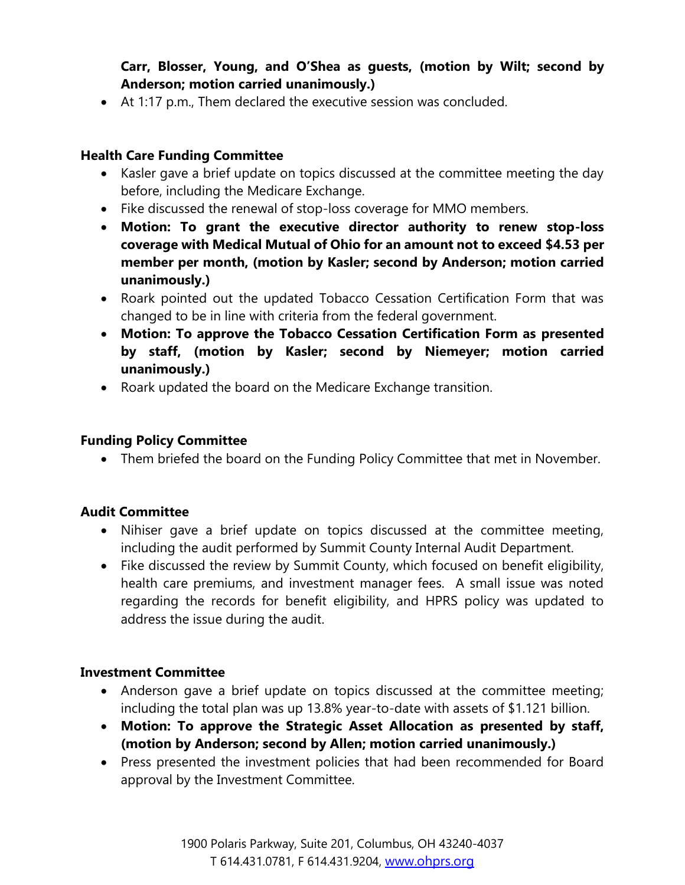**Carr, Blosser, Young, and O'Shea as guests, (motion by Wilt; second by Anderson; motion carried unanimously.)**

- At 1:17 p.m., Them declared the executive session was concluded.

**Health Care Funding Committee**

- Kasler gave a brief update on topics discussed at the committee meeting the day before, including the Medicare Exchange.
- Fike discussed the renewal of stop-loss coverage for MMO members.
- **Motion: To grant the executive director authority to renew stop-loss coverage with Medical Mutual of Ohio for an amount not to exceed $4.53 per member per month, (motion by Kasler; second by Anderson; motion carried unanimously.)**
- Roark pointed out the updated Tobacco Cessation Certification Form that was changed to be in line with criteria from the federal government.
- **Motion: To approve the Tobacco Cessation Certification Form as presented by staff, (motion by Kasler; second by Niemeyer; motion carried unanimously.)**
- Roark updated the board on the Medicare Exchange transition.

**Funding Policy Committee**

- Them briefed the board on the Funding Policy Committee that met in November.

**Audit Committee**

- Nihiser gave a brief update on topics discussed at the committee meeting, including the audit performed by Summit County Internal Audit Department.
- Fike discussed the review by Summit County, which focused on benefit eligibility, health care premiums, and investment manager fees. A small issue was noted regarding the records for benefit eligibility, and HPRS policy was updated to address the issue during the audit.

**Investment Committee**

- Anderson gave a brief update on topics discussed at the committee meeting; including the total plan was up 13.8% year-to-date with assets of $1.121 billion.
- **Motion: To approve the Strategic Asset Allocation as presented by staff, (motion by Anderson; second by Allen; motion carried unanimously.)**
- Press presented the investment policies that had been recommended for Board approval by the Investment Committee.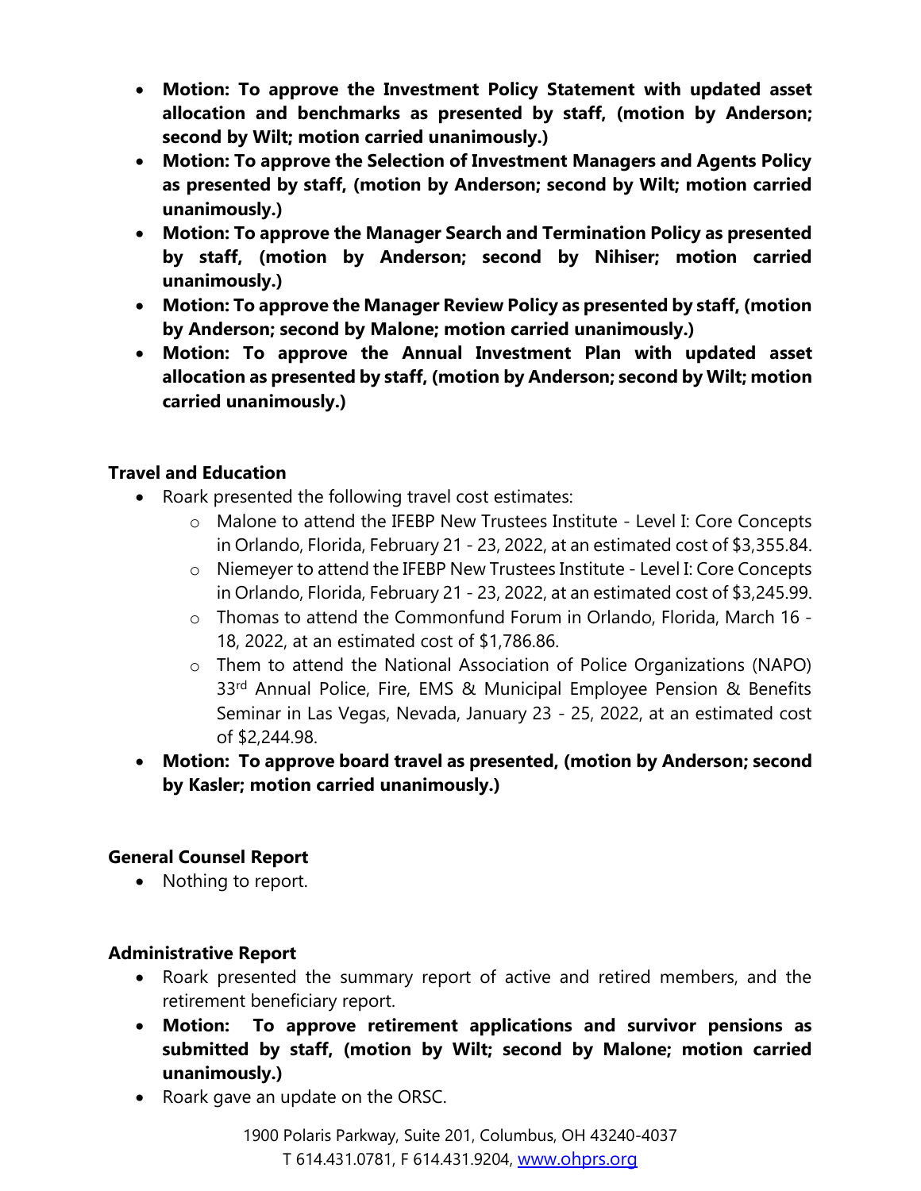- **Motion: To approve the Investment Policy Statement with updated asset allocation and benchmarks as presented by staff, (motion by Anderson; second by Wilt; motion carried unanimously.)**
- **Motion: To approve the Selection of Investment Managers and Agents Policy as presented by staff, (motion by Anderson; second by Wilt; motion carried unanimously.)**
- **Motion: To approve the Manager Search and Termination Policy as presented by staff, (motion by Anderson; second by Nihiser; motion carried unanimously.)**
- **Motion: To approve the Manager Review Policy as presented by staff, (motion by Anderson; second by Malone; motion carried unanimously.)**
- **Motion: To approve the Annual Investment Plan with updated asset allocation as presented by staff, (motion by Anderson; second by Wilt; motion carried unanimously.)**

**Travel and Education**

- Roark presented the following travel cost estimates:
    - Malone to attend the IFEBP New Trustees Institute - Level I: Core Concepts in Orlando, Florida, February 21 - 23, 2022, at an estimated cost of $3,355.84.
    - Niemeyer to attend the IFEBP New Trustees Institute - Level I: Core Concepts in Orlando, Florida, February 21 - 23, 2022, at an estimated cost of $3,245.99.
    - Thomas to attend the Commonfund Forum in Orlando, Florida, March 16 - 18, 2022, at an estimated cost of $1,786.86.
    - Them to attend the National Association of Police Organizations (NAPO) 33rd Annual Police, Fire, EMS & Municipal Employee Pension & Benefits Seminar in Las Vegas, Nevada, January 23 - 25, 2022, at an estimated cost of $2,244.98.
- **Motion: To approve board travel as presented, (motion by Anderson; second by Kasler; motion carried unanimously.)**

**General Counsel Report**

- Nothing to report.

**Administrative Report**

- Roark presented the summary report of active and retired members, and the retirement beneficiary report.
- **Motion: To approve retirement applications and survivor pensions as submitted by staff, (motion by Wilt; second by Malone; motion carried unanimously.)**
- Roark gave an update on the ORSC.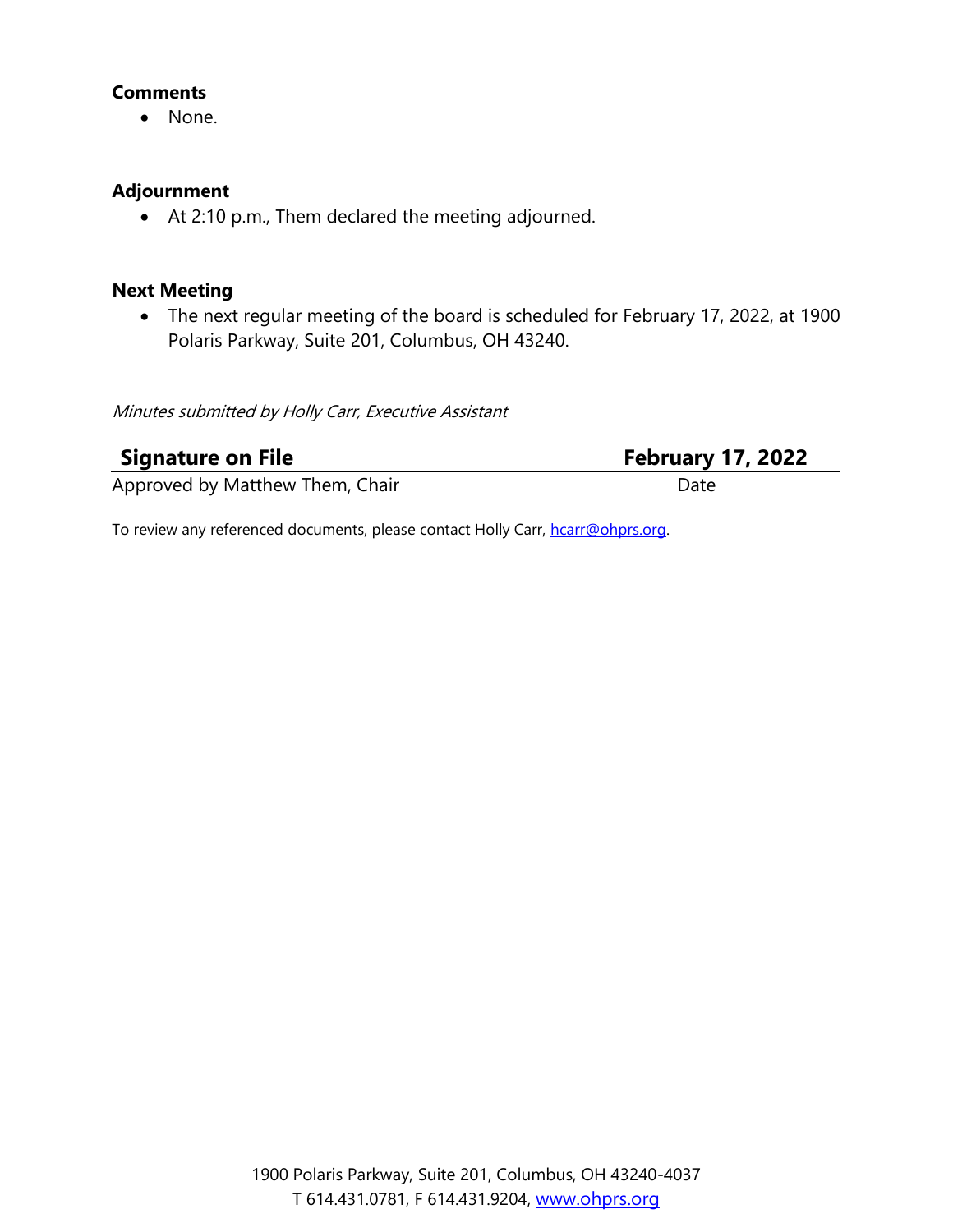**Comments**

- None.

**Adjournment**

- At 2:10 p.m., Them declared the meeting adjourned.

**Next Meeting**

- The next regular meeting of the board is scheduled for February 17, 2022, at 1900 Polaris Parkway, Suite 201, Columbus, OH 43240.

*Minutes submitted by Holly Carr, Executive Assistant*

| **Signature on File** | **February 17, 2022** |
|---|---|
| Approved by Matthew Them, Chair | Date |

To review any referenced documents, please contact Holly Carr, hcarr@ohprs.org.

1900 Polaris Parkway, Suite 201, Columbus, OH 43240-4037
T 614.431.0781, F 614.431.9204, www.ohprs.org